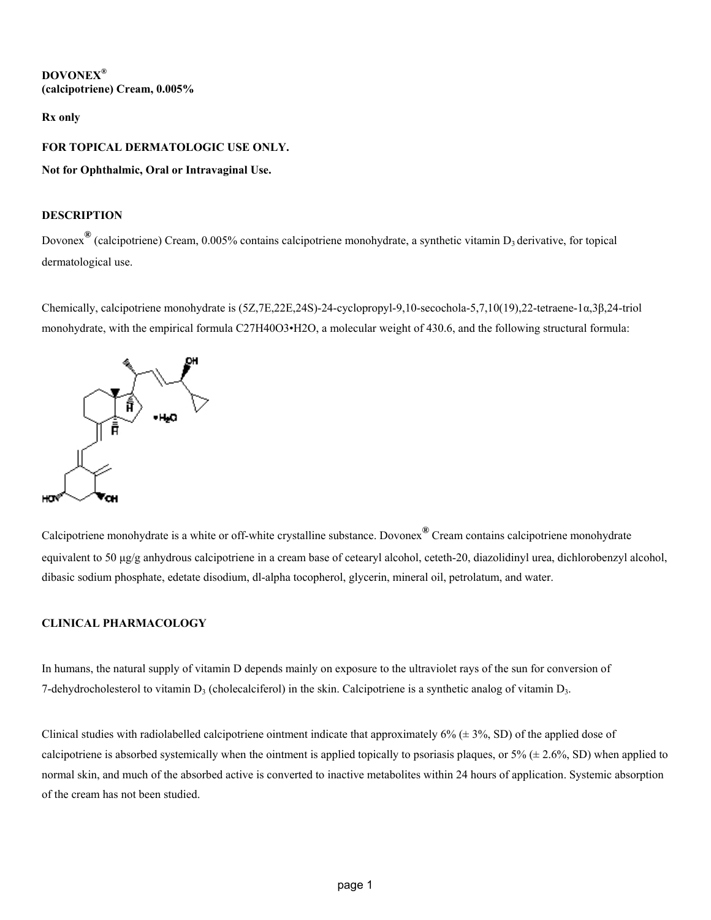**DOVONEX®**
**(calcipotriene) Cream, 0.005%**

**Rx only**

**FOR TOPICAL DERMATOLOGIC USE ONLY.**

**Not for Ophthalmic, Oral or Intravaginal Use.**

## DESCRIPTION

Dovonex® (calcipotriene) Cream, 0.005% contains calcipotriene monohydrate, a synthetic vitamin $D_3$ derivative, for topical dermatological use.

Chemically, calcipotriene monohydrate is (5Z,7E,22E,24S)-24-cyclopropyl-9,10-secochola-5,7,10(19),22-tetraene-1α,3β,24-triol monohydrate, with the empirical formula $C_{27}H_{40}O_3 \cdot H_2O$, a molecular weight of 430.6, and the following structural formula:

Calcipotriene monohydrate is a white or off-white crystalline substance. Dovonex® Cream contains calcipotriene monohydrate equivalent to 50 µg/g anhydrous calcipotriene in a cream base of cetearyl alcohol, ceteth-20, diazolidinyl urea, dichlorobenzyl alcohol, dibasic sodium phosphate, edetate disodium, dl-alpha tocopherol, glycerin, mineral oil, petrolatum, and water.

## CLINICAL PHARMACOLOGY

In humans, the natural supply of vitamin D depends mainly on exposure to the ultraviolet rays of the sun for conversion of 7-dehydrocholesterol to vitamin $D_3$ (cholecalciferol) in the skin. Calcipotriene is a synthetic analog of vitamin $D_3$.

Clinical studies with radiolabelled calcipotriene ointment indicate that approximately 6% (± 3%, SD) of the applied dose of calcipotriene is absorbed systemically when the ointment is applied topically to psoriasis plaques, or 5% (± 2.6%, SD) when applied to normal skin, and much of the absorbed active is converted to inactive metabolites within 24 hours of application. Systemic absorption of the cream has not been studied.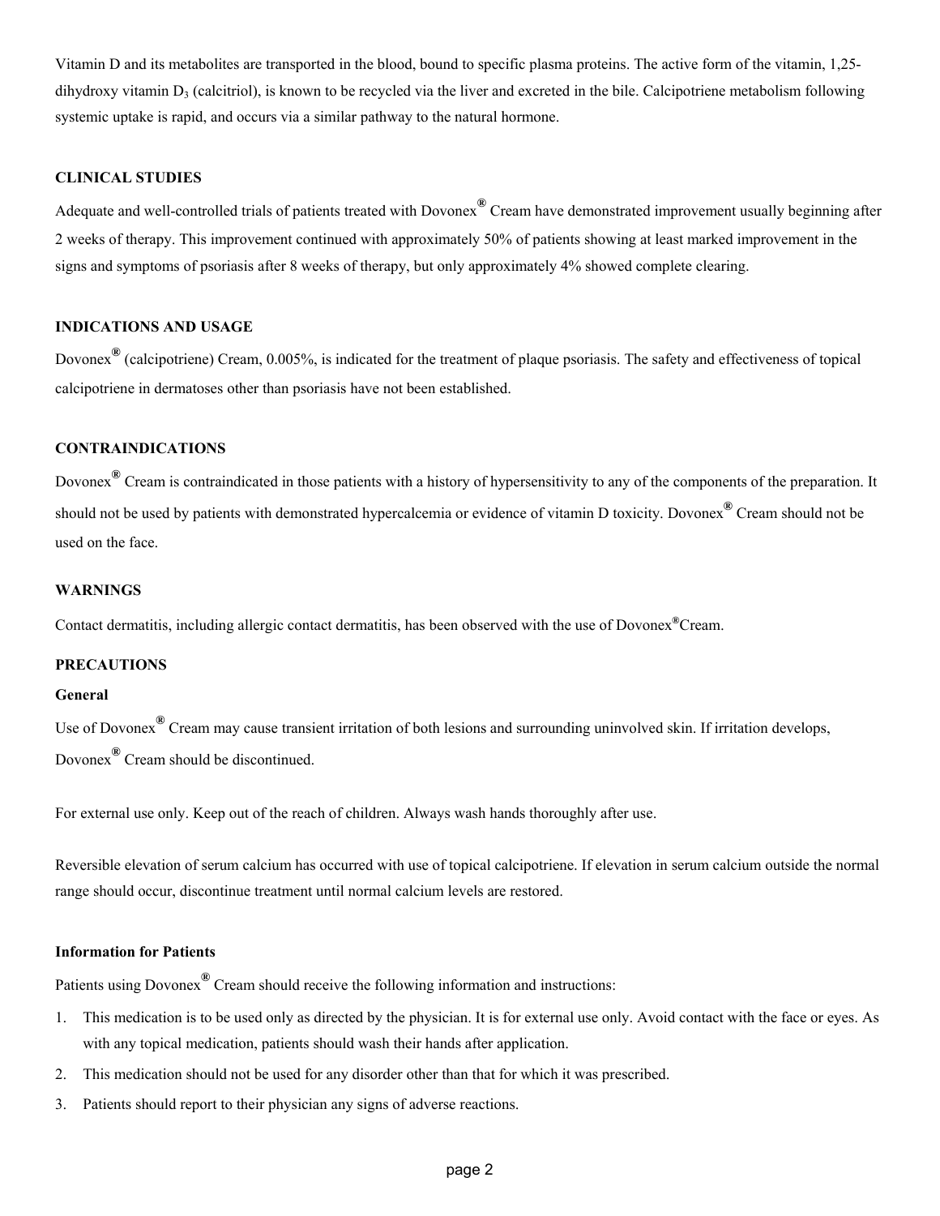Vitamin D and its metabolites are transported in the blood, bound to specific plasma proteins. The active form of the vitamin, 1,25-dihydroxy vitamin $D_3$ (calcitriol), is known to be recycled via the liver and excreted in the bile. Calcipotriene metabolism following systemic uptake is rapid, and occurs via a similar pathway to the natural hormone.

## CLINICAL STUDIES

Adequate and well-controlled trials of patients treated with Dovonex® Cream have demonstrated improvement usually beginning after 2 weeks of therapy. This improvement continued with approximately 50% of patients showing at least marked improvement in the signs and symptoms of psoriasis after 8 weeks of therapy, but only approximately 4% showed complete clearing.

## INDICATIONS AND USAGE

Dovonex® (calcipotriene) Cream, 0.005%, is indicated for the treatment of plaque psoriasis. The safety and effectiveness of topical calcipotriene in dermatoses other than psoriasis have not been established.

## CONTRAINDICATIONS

Dovonex® Cream is contraindicated in those patients with a history of hypersensitivity to any of the components of the preparation. It should not be used by patients with demonstrated hypercalcemia or evidence of vitamin D toxicity. Dovonex® Cream should not be used on the face.

## WARNINGS

Contact dermatitis, including allergic contact dermatitis, has been observed with the use of Dovonex®Cream.

## PRECAUTIONS

### General

Use of Dovonex® Cream may cause transient irritation of both lesions and surrounding uninvolved skin. If irritation develops, Dovonex® Cream should be discontinued.

For external use only. Keep out of the reach of children. Always wash hands thoroughly after use.

Reversible elevation of serum calcium has occurred with use of topical calcipotriene. If elevation in serum calcium outside the normal range should occur, discontinue treatment until normal calcium levels are restored.

### Information for Patients

Patients using Dovonex® Cream should receive the following information and instructions:

1. This medication is to be used only as directed by the physician. It is for external use only. Avoid contact with the face or eyes. As with any topical medication, patients should wash their hands after application.
2. This medication should not be used for any disorder other than that for which it was prescribed.
3. Patients should report to their physician any signs of adverse reactions.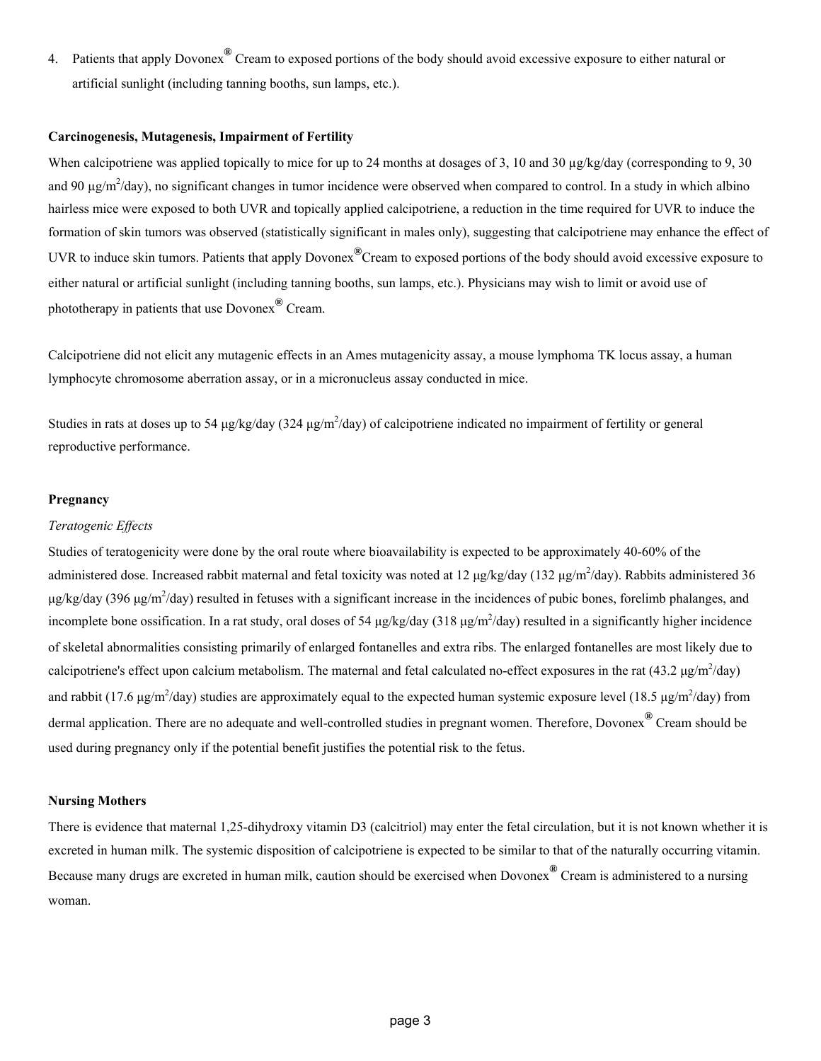4. Patients that apply Dovonex® Cream to exposed portions of the body should avoid excessive exposure to either natural or artificial sunlight (including tanning booths, sun lamps, etc.).

**Carcinogenesis, Mutagenesis, Impairment of Fertility**

When calcipotriene was applied topically to mice for up to 24 months at dosages of 3, 10 and 30 µg/kg/day (corresponding to 9, 30 and 90 µg/$m^2$/day), no significant changes in tumor incidence were observed when compared to control. In a study in which albino hairless mice were exposed to both UVR and topically applied calcipotriene, a reduction in the time required for UVR to induce the formation of skin tumors was observed (statistically significant in males only), suggesting that calcipotriene may enhance the effect of UVR to induce skin tumors. Patients that apply Dovonex® Cream to exposed portions of the body should avoid excessive exposure to either natural or artificial sunlight (including tanning booths, sun lamps, etc.). Physicians may wish to limit or avoid use of phototherapy in patients that use Dovonex® Cream.

Calcipotriene did not elicit any mutagenic effects in an Ames mutagenicity assay, a mouse lymphoma TK locus assay, a human lymphocyte chromosome aberration assay, or in a micronucleus assay conducted in mice.

Studies in rats at doses up to 54 µg/kg/day (324 µg/$m^2$/day) of calcipotriene indicated no impairment of fertility or general reproductive performance.

**Pregnancy**

*Teratogenic Effects*

Studies of teratogenicity were done by the oral route where bioavailability is expected to be approximately 40-60% of the administered dose. Increased rabbit maternal and fetal toxicity was noted at 12 µg/kg/day (132 µg/$m^2$/day). Rabbits administered 36 µg/kg/day (396 µg/$m^2$/day) resulted in fetuses with a significant increase in the incidences of pubic bones, forelimb phalanges, and incomplete bone ossification. In a rat study, oral doses of 54 µg/kg/day (318 µg/$m^2$/day) resulted in a significantly higher incidence of skeletal abnormalities consisting primarily of enlarged fontanelles and extra ribs. The enlarged fontanelles are most likely due to calcipotriene's effect upon calcium metabolism. The maternal and fetal calculated no-effect exposures in the rat (43.2 µg/$m^2$/day) and rabbit (17.6 µg/$m^2$/day) studies are approximately equal to the expected human systemic exposure level (18.5 µg/$m^2$/day) from dermal application. There are no adequate and well-controlled studies in pregnant women. Therefore, Dovonex® Cream should be used during pregnancy only if the potential benefit justifies the potential risk to the fetus.

**Nursing Mothers**

There is evidence that maternal 1,25-dihydroxy vitamin D3 (calcitriol) may enter the fetal circulation, but it is not known whether it is excreted in human milk. The systemic disposition of calcipotriene is expected to be similar to that of the naturally occurring vitamin. Because many drugs are excreted in human milk, caution should be exercised when Dovonex® Cream is administered to a nursing woman.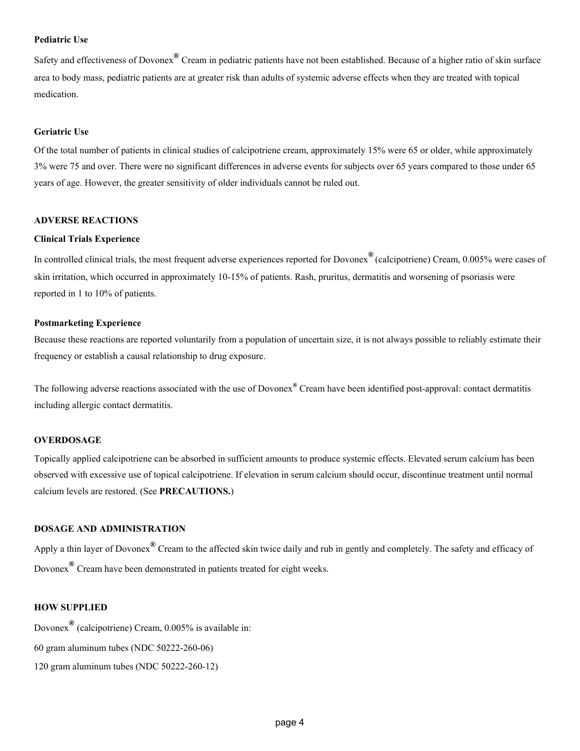### Pediatric Use

Safety and effectiveness of Dovonex® Cream in pediatric patients have not been established. Because of a higher ratio of skin surface area to body mass, pediatric patients are at greater risk than adults of systemic adverse effects when they are treated with topical medication.

### Geriatric Use

Of the total number of patients in clinical studies of calcipotriene cream, approximately 15% were 65 or older, while approximately 3% were 75 and over. There were no significant differences in adverse events for subjects over 65 years compared to those under 65 years of age. However, the greater sensitivity of older individuals cannot be ruled out.

## ADVERSE REACTIONS

### Clinical Trials Experience

In controlled clinical trials, the most frequent adverse experiences reported for Dovonex® (calcipotriene) Cream, 0.005% were cases of skin irritation, which occurred in approximately 10-15% of patients. Rash, pruritus, dermatitis and worsening of psoriasis were reported in 1 to 10% of patients.

### Postmarketing Experience

Because these reactions are reported voluntarily from a population of uncertain size, it is not always possible to reliably estimate their frequency or establish a causal relationship to drug exposure.

The following adverse reactions associated with the use of Dovonex® Cream have been identified post-approval: contact dermatitis including allergic contact dermatitis.

## OVERDOSAGE

Topically applied calcipotriene can be absorbed in sufficient amounts to produce systemic effects. Elevated serum calcium has been observed with excessive use of topical calcipotriene. If elevation in serum calcium should occur, discontinue treatment until normal calcium levels are restored. (See **PRECAUTIONS.**)

## DOSAGE AND ADMINISTRATION

Apply a thin layer of Dovonex® Cream to the affected skin twice daily and rub in gently and completely. The safety and efficacy of Dovonex® Cream have been demonstrated in patients treated for eight weeks.

## HOW SUPPLIED

Dovonex® (calcipotriene) Cream, 0.005% is available in:

60 gram aluminum tubes (NDC 50222-260-06)

120 gram aluminum tubes (NDC 50222-260-12)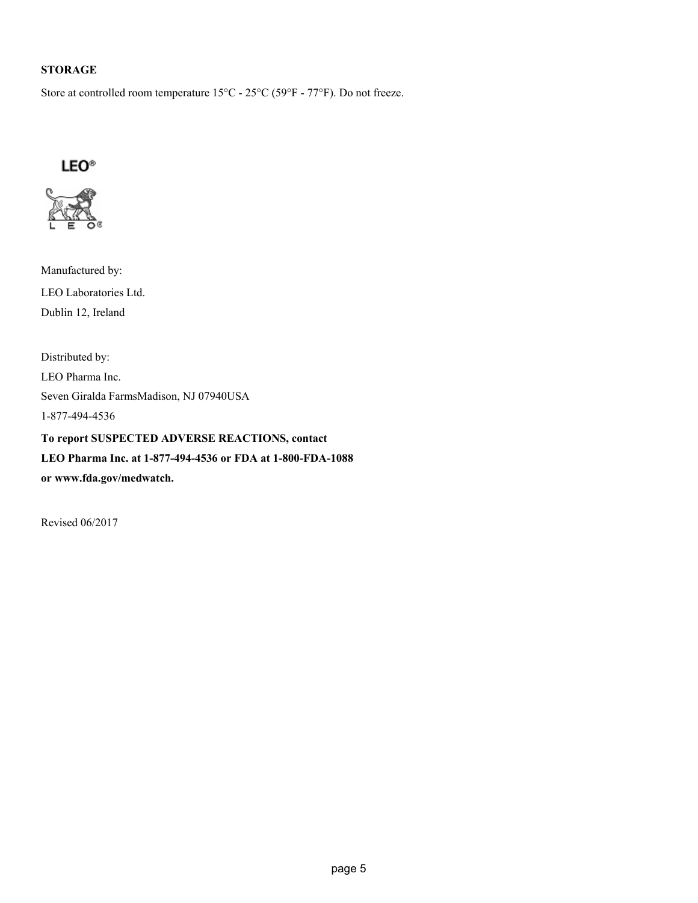**STORAGE**

Store at controlled room temperature 15°C - 25°C (59°F - 77°F). Do not freeze.

LEO®

Manufactured by:

LEO Laboratories Ltd.

Dublin 12, Ireland

Distributed by:

LEO Pharma Inc.

Seven Giralda FarmsMadison, NJ 07940USA

1-877-494-4536

**To report SUSPECTED ADVERSE REACTIONS, contact**
**LEO Pharma Inc. at 1-877-494-4536 or FDA at 1-800-FDA-1088**
**or www.fda.gov/medwatch.**

Revised 06/2017